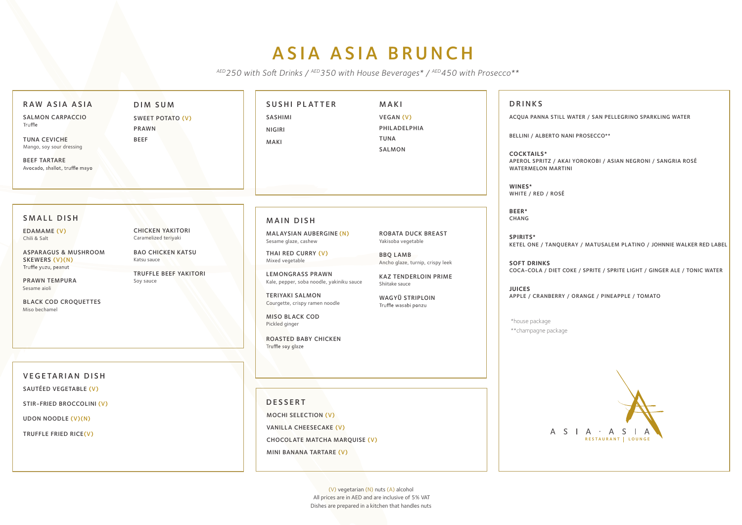# ASIA ASIA BRUNCH

*AED 250 with Soft Drinks / AED 350 with House Beverages* / AED 450 with Prosecco***

## RAW ASIA ASIA

**SALMON CARPACCIO**
Truffle

**TUNA CEVICHE**
Mango, soy sour dressing

**BEEF TARTARE**
Avocado, shallot, truffle mayo

## DIM SUM

**SWEET POTATO (V)**

**PRAWN**

**BEEF**

## SMALL DISH

**EDAMAME (V)**
Chili & Salt

**ASPARAGUS & MUSHROOM SKEWERS (V)(N)**
Truffle yuzu, peanut

**PRAWN TEMPURA**
Sesame aioli

**BLACK COD CROQUETTES**
Miso bechamel

**CHICKEN YAKITORI**
Caramelized teriyaki

**BAO CHICKEN KATSU**
Katsu sauce

**TRUFFLE BEEF YAKITORI**
Soy sauce

## VEGETARIAN DISH

**SAUTÉED VEGETABLE (V)**

**STIR-FRIED BROCCOLINI (V)**

**UDON NOODLE (V)(N)**

**TRUFFLE FRIED RICE(V)**

## SUSHI PLATTER

**SASHIMI**

**NIGIRI**

**MAKI**

## MAKI

**VEGAN (V)**

**PHILADELPHIA**

**TUNA**

**SALMON**

## MAIN DISH

**MALAYSIAN AUBERGINE (N)**
Sesame glaze, cashew

**THAI RED CURRY (V)**
Mixed vegetable

**LEMONGRASS PRAWN**
Kale, pepper, soba noodle, yakiniku sauce

**TERIYAKI SALMON**
Courgette, crispy ramen noodle

**MISO BLACK COD**
Pickled ginger

**ROASTED BABY CHICKEN**
Truffle soy glaze

**ROBATA DUCK BREAST**
Yakisoba vegetable

**BBQ LAMB**
Ancho glaze, turnip, crispy leek

**KAZ TENDERLOIN PRIME**
Shiitake sauce

**WAGYŪ STRIPLOIN**
Truffle wasabi ponzu

## DESSERT

**MOCHI SELECTION (V)**

**VANILLA CHEESECAKE (V)**

**CHOCOLATE MATCHA MARQUISE (V)**

**MINI BANANA TARTARE (V)**

## DRINKS

ACQUA PANNA STILL WATER / SAN PELLEGRINO SPARKLING WATER

BELLINI / ALBERTO NANI PROSECCO**

**COCKTAILS***
APEROL SPRITZ / AKAI YOROKOBI / ASIAN NEGRONI / SANGRIA ROSÉ
WATERMELON MARTINI

**WINES***
WHITE / RED / ROSÉ

**BEER***
CHANG

**SPIRITS***
KETEL ONE / TANQUERAY / MATUSALEM PLATINO / JOHNNIE WALKER RED LABEL

**SOFT DRINKS**
COCA-COLA / DIET COKE / SPRITE / SPRITE LIGHT / GINGER ALE / TONIC WATER

**JUICES**
APPLE / CRANBERRY / ORANGE / PINEAPPLE / TOMATO

*house package
**champagne package

ASIA · ASIA
RESTAURANT | LOUNGE

(V) vegetarian (N) nuts (A) alcohol
All prices are in AED and are inclusive of 5% VAT
Dishes are prepared in a kitchen that handles nuts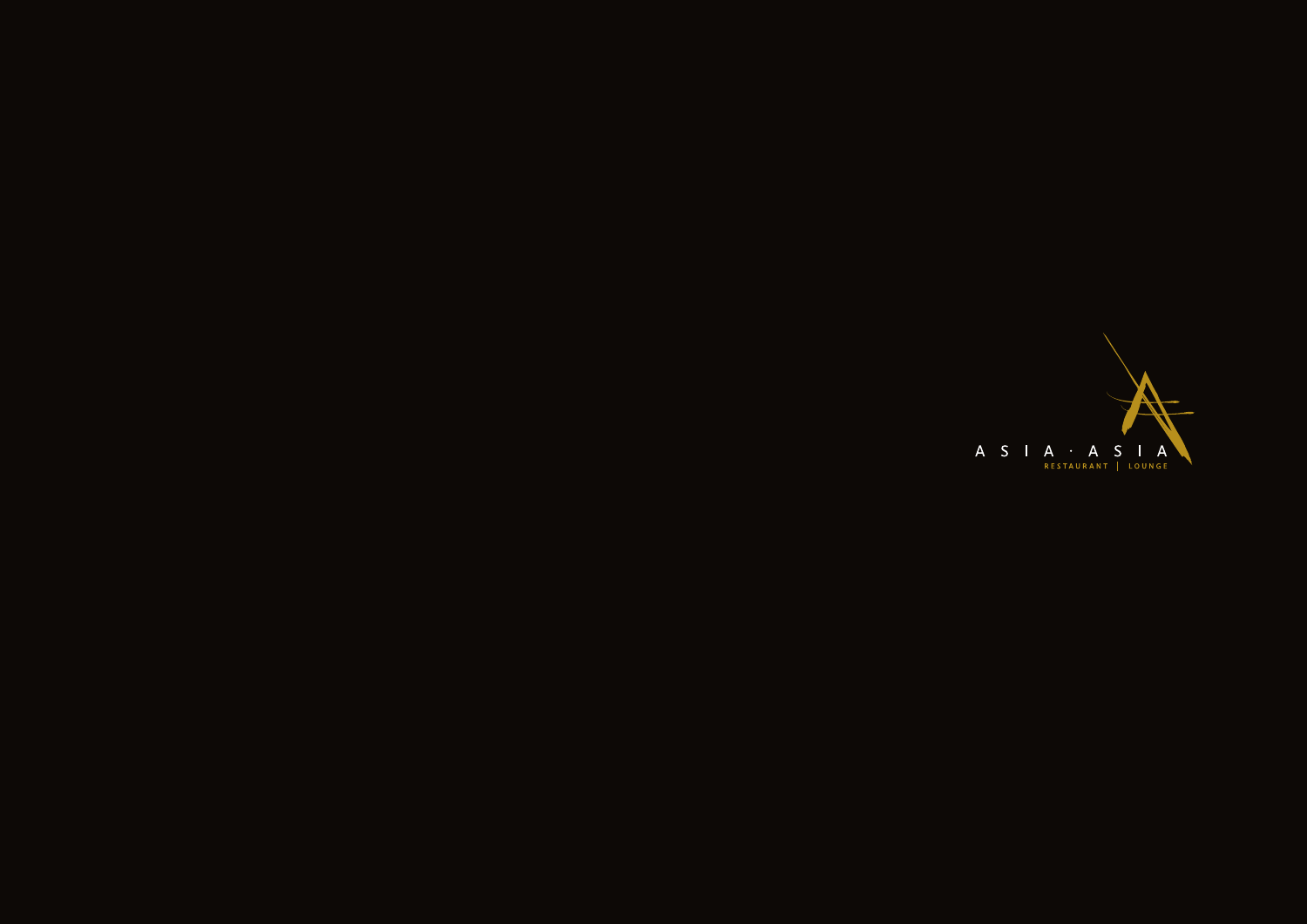ASIA · ASIA

RESTAURANT | LOUNGE